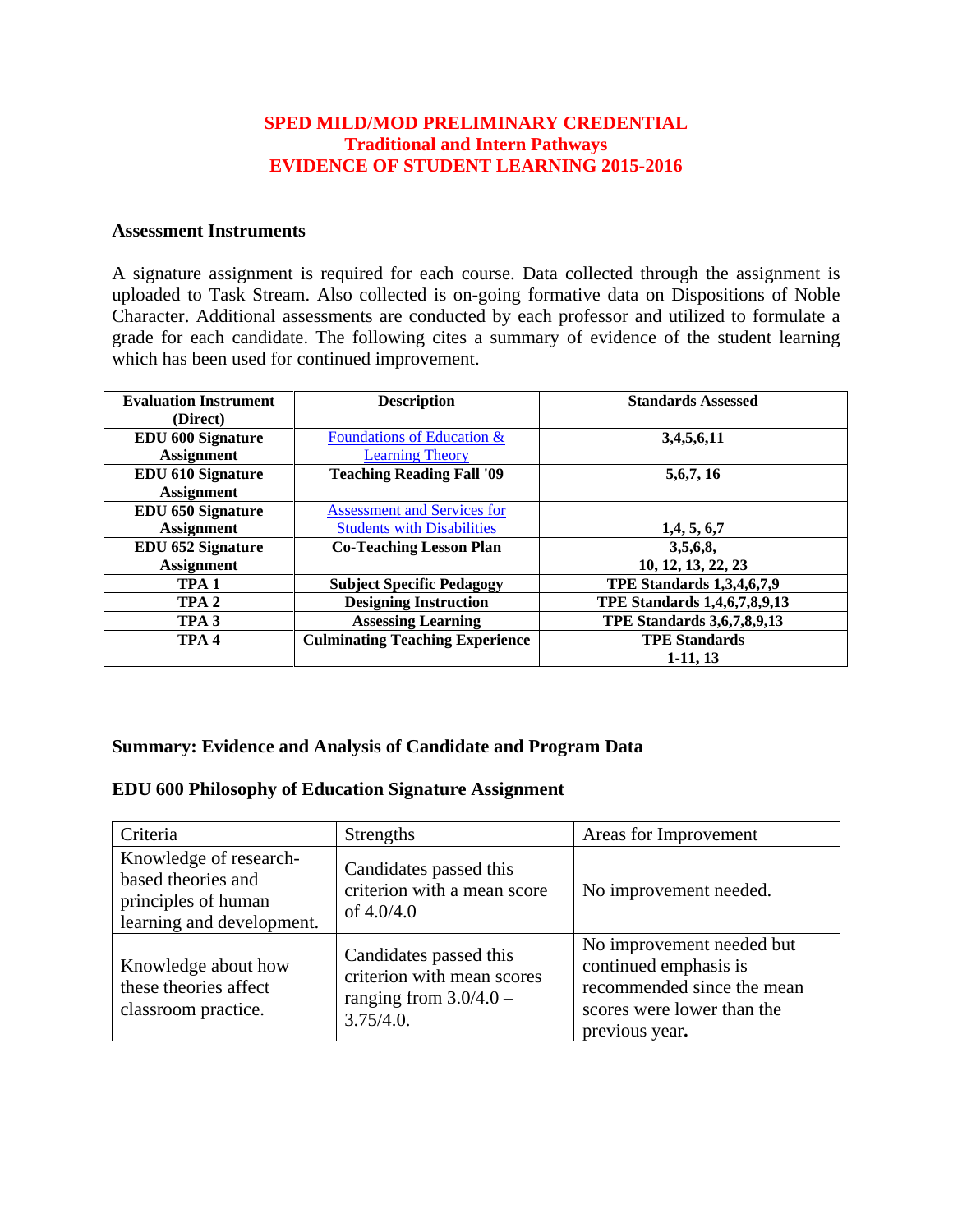# SPED MILD/MOD PRELIMINARY CREDENTIAL
## Traditional and Intern Pathways
## EVIDENCE OF STUDENT LEARNING 2015-2016

### Assessment Instruments

A signature assignment is required for each course. Data collected through the assignment is uploaded to Task Stream. Also collected is on-going formative data on Dispositions of Noble Character. Additional assessments are conducted by each professor and utilized to formulate a grade for each candidate. The following cites a summary of evidence of the student learning which has been used for continued improvement.

| **Evaluation Instrument (Direct)** | **Description** | **Standards Assessed** |
| --- | --- | --- |
| **EDU 600 Signature Assignment** | Foundations of Education & Learning Theory | **3,4,5,6,11** |
| **EDU 610 Signature Assignment** | **Teaching Reading Fall '09** | **5,6,7, 16** |
| **EDU 650 Signature Assignment** | Assessment and Services for Students with Disabilities | **1,4, 5, 6,7** |
| **EDU 652 Signature Assignment** | **Co-Teaching Lesson Plan** | **3,5,6,8, 10, 12, 13, 22, 23** |
| **TPA 1** | **Subject Specific Pedagogy** | **TPE Standards 1,3,4,6,7,9** |
| **TPA 2** | **Designing Instruction** | **TPE Standards 1,4,6,7,8,9,13** |
| **TPA 3** | **Assessing Learning** | **TPE Standards 3,6,7,8,9,13** |
| **TPA 4** | **Culminating Teaching Experience** | **TPE Standards 1-11, 13** |

### Summary: Evidence and Analysis of Candidate and Program Data

### EDU 600 Philosophy of Education Signature Assignment

| Criteria | Strengths | Areas for Improvement |
| --- | --- | --- |
| Knowledge of research-based theories and principles of human learning and development. | Candidates passed this criterion with a mean score of 4.0/4.0 | No improvement needed. |
| Knowledge about how these theories affect classroom practice. | Candidates passed this criterion with mean scores ranging from 3.0/4.0 – 3.75/4.0. | No improvement needed but continued emphasis is recommended since the mean scores were lower than the previous year. |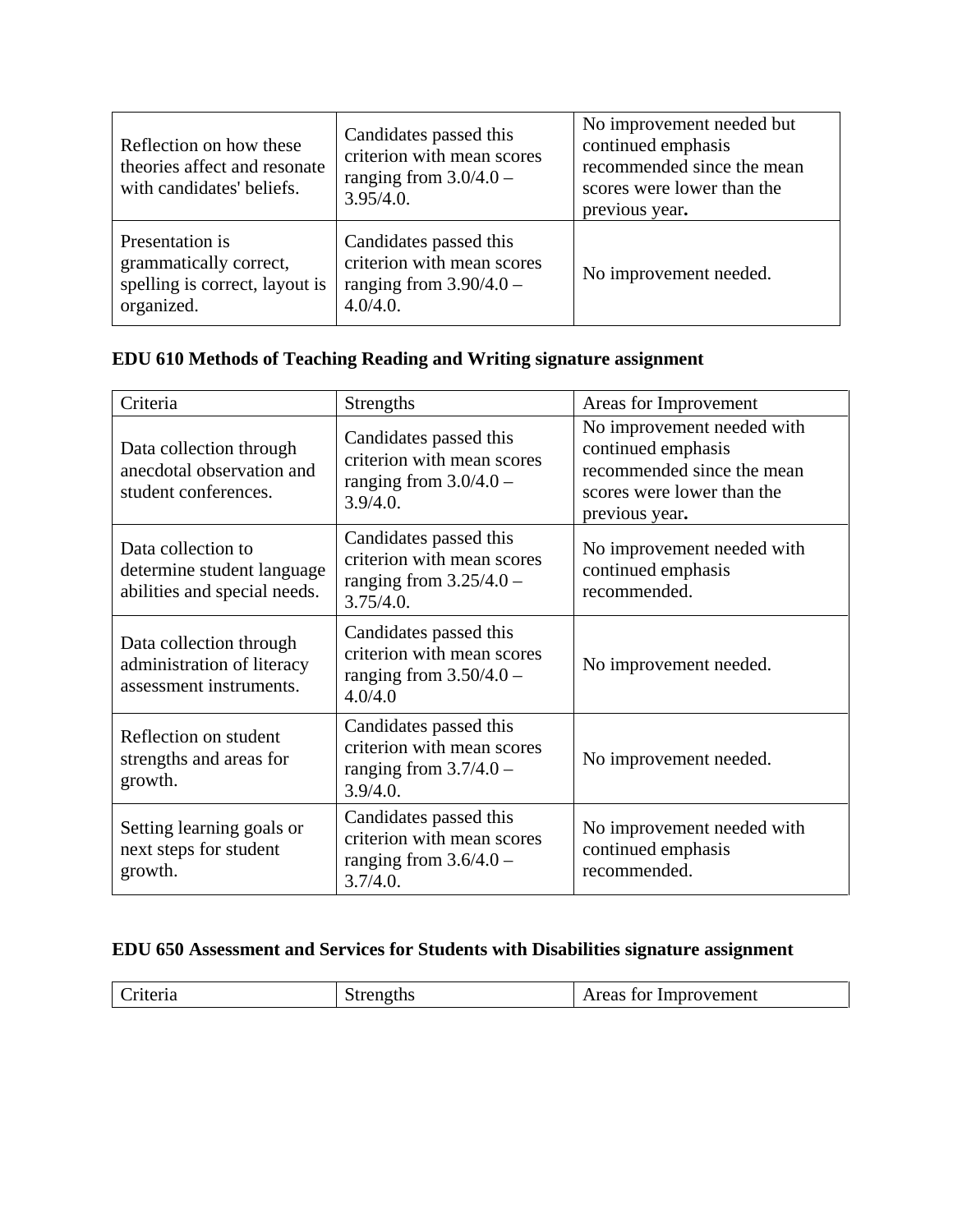| | | |
|---|---|---|
| Reflection on how these theories affect and resonate with candidates' beliefs. | Candidates passed this criterion with mean scores ranging from 3.0/4.0 – 3.95/4.0. | No improvement needed but continued emphasis recommended since the mean scores were lower than the previous year**.** |
| Presentation is grammatically correct, spelling is correct, layout is organized. | Candidates passed this criterion with mean scores ranging from 3.90/4.0 – 4.0/4.0. | No improvement needed. |

**EDU 610 Methods of Teaching Reading and Writing signature assignment**

| Criteria | Strengths | Areas for Improvement |
|---|---|---|
| Data collection through anecdotal observation and student conferences. | Candidates passed this criterion with mean scores ranging from 3.0/4.0 – 3.9/4.0. | No improvement needed with continued emphasis recommended since the mean scores were lower than the previous year**.** |
| Data collection to determine student language abilities and special needs. | Candidates passed this criterion with mean scores ranging from 3.25/4.0 – 3.75/4.0. | No improvement needed with continued emphasis recommended. |
| Data collection through administration of literacy assessment instruments. | Candidates passed this criterion with mean scores ranging from 3.50/4.0 – 4.0/4.0 | No improvement needed. |
| Reflection on student strengths and areas for growth. | Candidates passed this criterion with mean scores ranging from 3.7/4.0 – 3.9/4.0. | No improvement needed. |
| Setting learning goals or next steps for student growth. | Candidates passed this criterion with mean scores ranging from 3.6/4.0 – 3.7/4.0. | No improvement needed with continued emphasis recommended. |

**EDU 650 Assessment and Services for Students with Disabilities signature assignment**

| Criteria | Strengths | Areas for Improvement |
|---|---|---|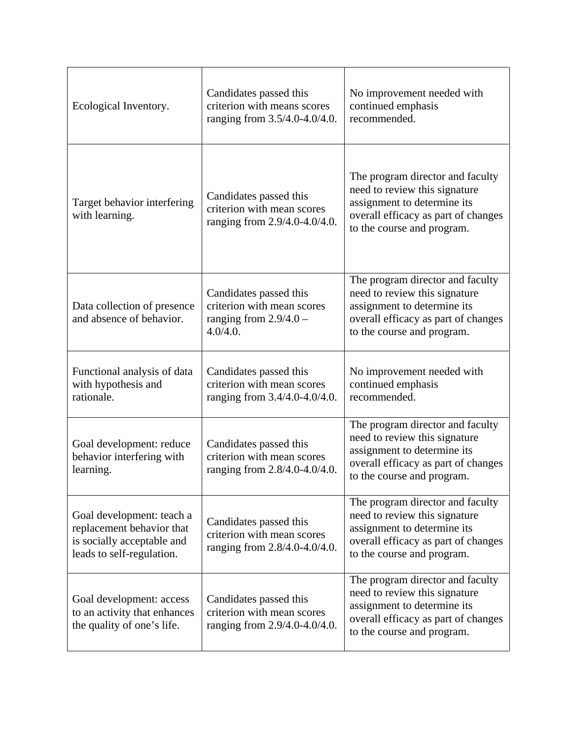| | | |
|---|---|---|
| Ecological Inventory. | Candidates passed this criterion with means scores ranging from 3.5/4.0-4.0/4.0. | No improvement needed with continued emphasis recommended. |
| Target behavior interfering with learning. | Candidates passed this criterion with mean scores ranging from 2.9/4.0-4.0/4.0. | The program director and faculty need to review this signature assignment to determine its overall efficacy as part of changes to the course and program. |
| Data collection of presence and absence of behavior. | Candidates passed this criterion with mean scores ranging from 2.9/4.0 – 4.0/4.0. | The program director and faculty need to review this signature assignment to determine its overall efficacy as part of changes to the course and program. |
| Functional analysis of data with hypothesis and rationale. | Candidates passed this criterion with mean scores ranging from 3.4/4.0-4.0/4.0. | No improvement needed with continued emphasis recommended. |
| Goal development: reduce behavior interfering with learning. | Candidates passed this criterion with mean scores ranging from 2.8/4.0-4.0/4.0. | The program director and faculty need to review this signature assignment to determine its overall efficacy as part of changes to the course and program. |
| Goal development: teach a replacement behavior that is socially acceptable and leads to self-regulation. | Candidates passed this criterion with mean scores ranging from 2.8/4.0-4.0/4.0. | The program director and faculty need to review this signature assignment to determine its overall efficacy as part of changes to the course and program. |
| Goal development: access to an activity that enhances the quality of one's life. | Candidates passed this criterion with mean scores ranging from 2.9/4.0-4.0/4.0. | The program director and faculty need to review this signature assignment to determine its overall efficacy as part of changes to the course and program. |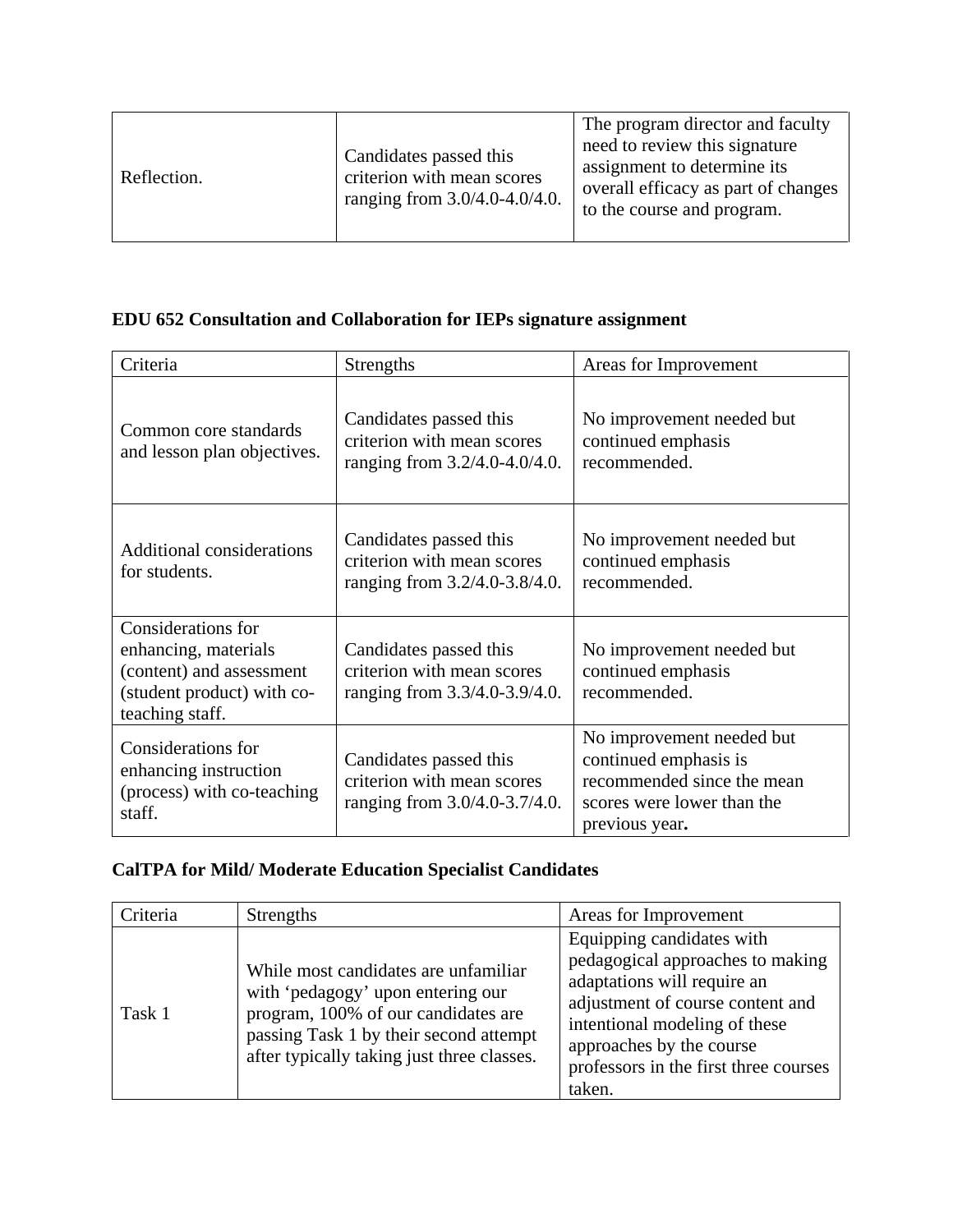| Reflection. | Candidates passed this criterion with mean scores ranging from 3.0/4.0-4.0/4.0. | The program director and faculty need to review this signature assignment to determine its overall efficacy as part of changes to the course and program. |
|---|---|---|

**EDU 652 Consultation and Collaboration for IEPs signature assignment**

| Criteria | Strengths | Areas for Improvement |
|---|---|---|
| Common core standards and lesson plan objectives. | Candidates passed this criterion with mean scores ranging from 3.2/4.0-4.0/4.0. | No improvement needed but continued emphasis recommended. |
| Additional considerations for students. | Candidates passed this criterion with mean scores ranging from 3.2/4.0-3.8/4.0. | No improvement needed but continued emphasis recommended. |
| Considerations for enhancing, materials (content) and assessment (student product) with co-teaching staff. | Candidates passed this criterion with mean scores ranging from 3.3/4.0-3.9/4.0. | No improvement needed but continued emphasis recommended. |
| Considerations for enhancing instruction (process) with co-teaching staff. | Candidates passed this criterion with mean scores ranging from 3.0/4.0-3.7/4.0. | No improvement needed but continued emphasis is recommended since the mean scores were lower than the previous year**.** |

**CalTPA for Mild/ Moderate Education Specialist Candidates**

| Criteria | Strengths | Areas for Improvement |
|---|---|---|
| Task 1 | While most candidates are unfamiliar with 'pedagogy' upon entering our program, 100% of our candidates are passing Task 1 by their second attempt after typically taking just three classes. | Equipping candidates with pedagogical approaches to making adaptations will require an adjustment of course content and intentional modeling of these approaches by the course professors in the first three courses taken. |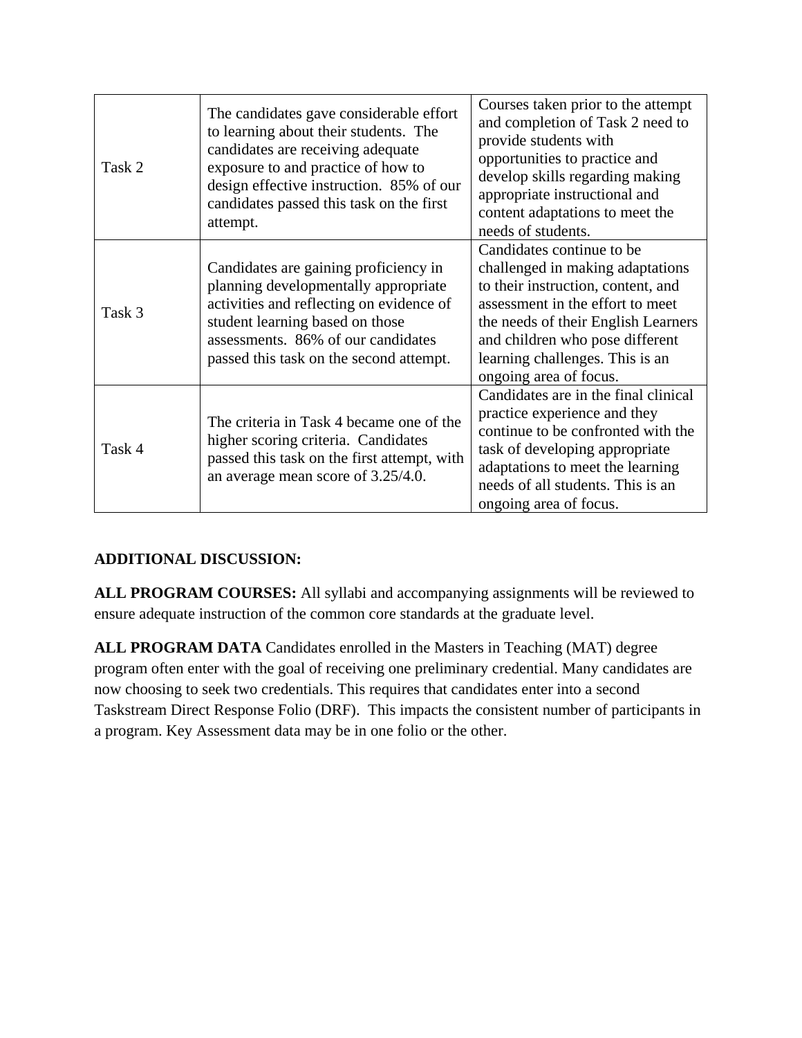| | | |
|---|---|---|
| Task 2 | The candidates gave considerable effort to learning about their students. The candidates are receiving adequate exposure to and practice of how to design effective instruction. 85% of our candidates passed this task on the first attempt. | Courses taken prior to the attempt and completion of Task 2 need to provide students with opportunities to practice and develop skills regarding making appropriate instructional and content adaptations to meet the needs of students. |
| Task 3 | Candidates are gaining proficiency in planning developmentally appropriate activities and reflecting on evidence of student learning based on those assessments. 86% of our candidates passed this task on the second attempt. | Candidates continue to be challenged in making adaptations to their instruction, content, and assessment in the effort to meet the needs of their English Learners and children who pose different learning challenges. This is an ongoing area of focus. |
| Task 4 | The criteria in Task 4 became one of the higher scoring criteria. Candidates passed this task on the first attempt, with an average mean score of 3.25/4.0. | Candidates are in the final clinical practice experience and they continue to be confronted with the task of developing appropriate adaptations to meet the learning needs of all students. This is an ongoing area of focus. |

**ADDITIONAL DISCUSSION:**

**ALL PROGRAM COURSES:** All syllabi and accompanying assignments will be reviewed to ensure adequate instruction of the common core standards at the graduate level.

**ALL PROGRAM DATA** Candidates enrolled in the Masters in Teaching (MAT) degree program often enter with the goal of receiving one preliminary credential. Many candidates are now choosing to seek two credentials. This requires that candidates enter into a second Taskstream Direct Response Folio (DRF). This impacts the consistent number of participants in a program. Key Assessment data may be in one folio or the other.